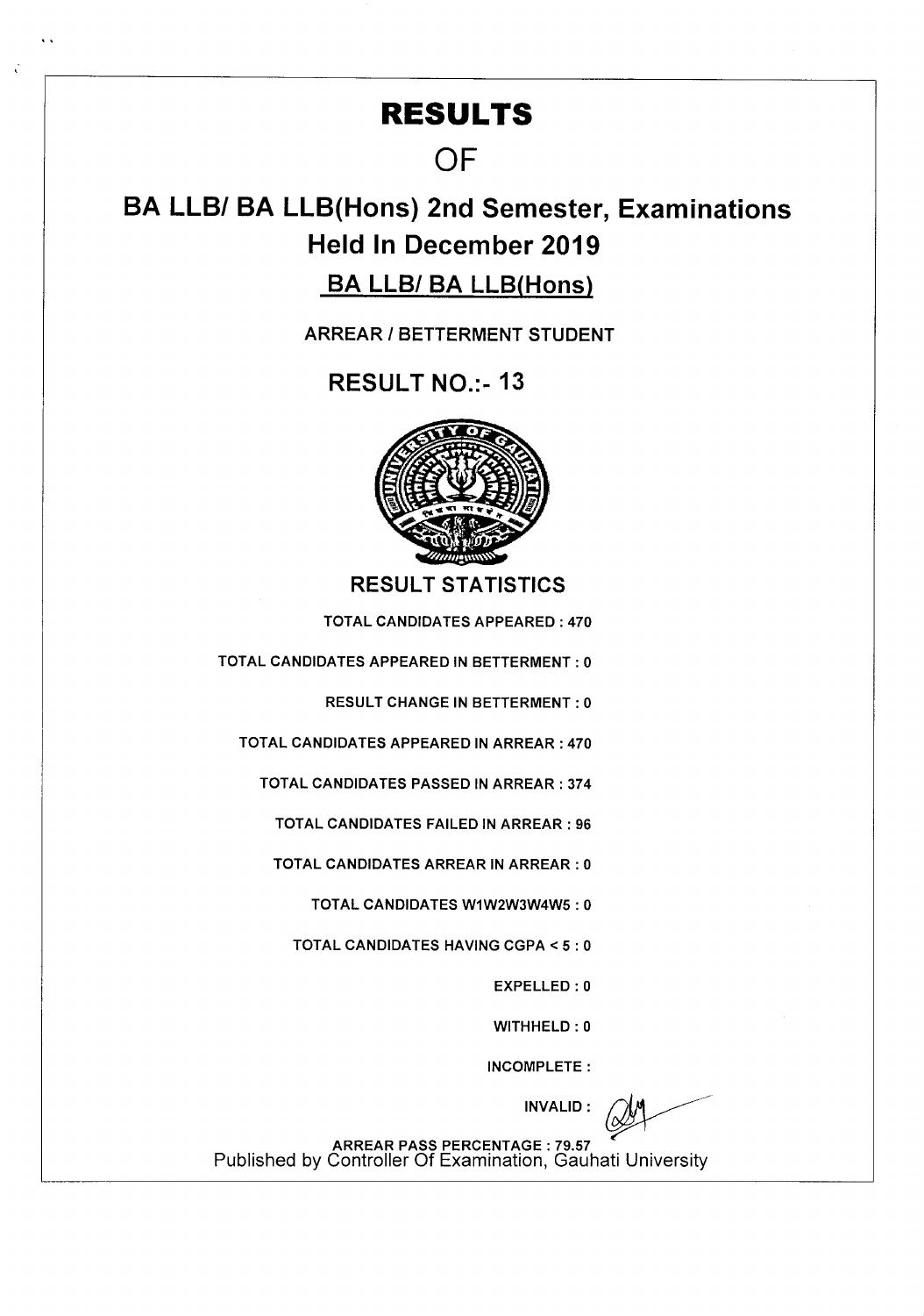# RESULTS

# OF

# BA LLB/ BA LLB(Hons) 2nd Semester, Examinations Held In December 2019

## BA LLB/ BA LLB(Hons)

ARREAR / BETTERMENT STUDENT

## RESULT NO.:- 13

### RESULT STATISTICS

TOTAL CANDIDATES APPEARED : 470

TOTAL CANDIDATES APPEARED IN BETTERMENT : 0

RESULT CHANGE IN BETTERMENT : 0

TOTAL CANDIDATES APPEARED IN ARREAR : 470

TOTAL CANDIDATES PASSED IN ARREAR : 374

TOTAL CANDIDATES FAILED IN ARREAR : 96

TOTAL CANDIDATES ARREAR IN ARREAR : 0

TOTAL CANDIDATES W1W2W3W4W5 : 0

TOTAL CANDIDATES HAVING CGPA < 5 : 0

EXPELLED : 0

WITHHELD : 0

INCOMPLETE :

INVALID :

ARREAR PASS PERCENTAGE : 79.57

Published by Controller Of Examination, Gauhati University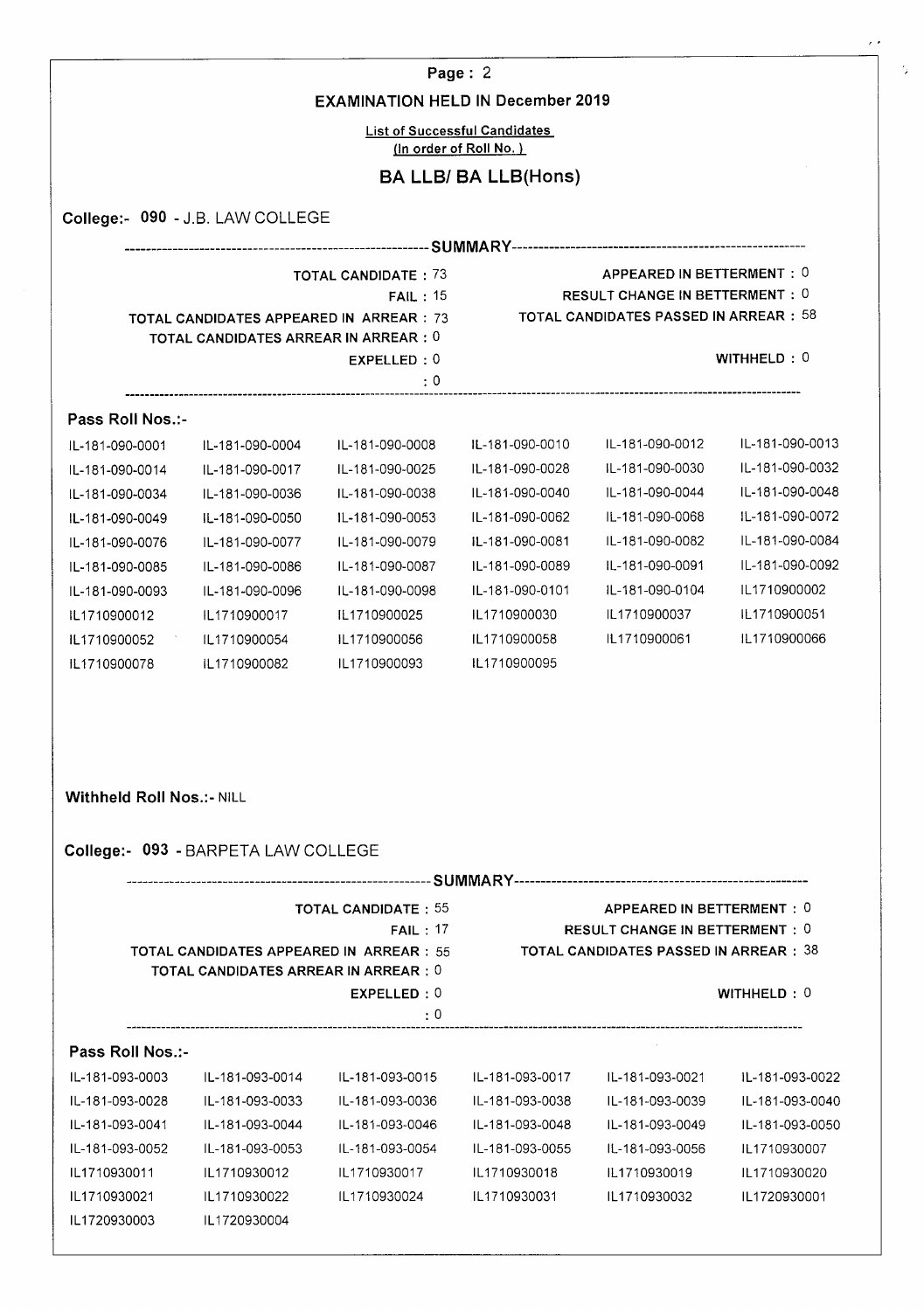**Page : 2**

## EXAMINATION HELD IN December 2019

List of Successful Candidates
(In order of Roll No.)

## BA LLB/ BA LLB(Hons)

### College:- 090 - J.B. LAW COLLEGE

---SUMMARY---

| | |
|---|---|
| TOTAL CANDIDATE : 73 | APPEARED IN BETTERMENT : 0 |
| FAIL : 15 | RESULT CHANGE IN BETTERMENT : 0 |
| TOTAL CANDIDATES APPEARED IN ARREAR : 73 | TOTAL CANDIDATES PASSED IN ARREAR : 58 |
| TOTAL CANDIDATES ARREAR IN ARREAR : 0 | |
| EXPELLED : 0 | WITHHELD : 0 |
| : 0 | |

**Pass Roll Nos.:-**

| | | | | | |
|---|---|---|---|---|---|
| IL-181-090-0001 | IL-181-090-0004 | IL-181-090-0008 | IL-181-090-0010 | IL-181-090-0012 | IL-181-090-0013 |
| IL-181-090-0014 | IL-181-090-0017 | IL-181-090-0025 | IL-181-090-0028 | IL-181-090-0030 | IL-181-090-0032 |
| IL-181-090-0034 | IL-181-090-0036 | IL-181-090-0038 | IL-181-090-0040 | IL-181-090-0044 | IL-181-090-0048 |
| IL-181-090-0049 | IL-181-090-0050 | IL-181-090-0053 | IL-181-090-0062 | IL-181-090-0068 | IL-181-090-0072 |
| IL-181-090-0076 | IL-181-090-0077 | IL-181-090-0079 | IL-181-090-0081 | IL-181-090-0082 | IL-181-090-0084 |
| IL-181-090-0085 | IL-181-090-0086 | IL-181-090-0087 | IL-181-090-0089 | IL-181-090-0091 | IL-181-090-0092 |
| IL-181-090-0093 | IL-181-090-0096 | IL-181-090-0098 | IL-181-090-0101 | IL-181-090-0104 | IL1710900002 |
| IL1710900012 | IL1710900017 | IL1710900025 | IL1710900030 | IL1710900037 | IL1710900051 |
| IL1710900052 | IL1710900054 | IL1710900056 | IL1710900058 | IL1710900061 | IL1710900066 |
| IL1710900078 | IL1710900082 | IL1710900093 | IL1710900095 | | |

**Withheld Roll Nos.:-** NILL

### College:- 093 - BARPETA LAW COLLEGE

---SUMMARY---

| | |
|---|---|
| TOTAL CANDIDATE : 55 | APPEARED IN BETTERMENT : 0 |
| FAIL : 17 | RESULT CHANGE IN BETTERMENT : 0 |
| TOTAL CANDIDATES APPEARED IN ARREAR : 55 | TOTAL CANDIDATES PASSED IN ARREAR : 38 |
| TOTAL CANDIDATES ARREAR IN ARREAR : 0 | |
| EXPELLED : 0 | WITHHELD : 0 |
| : 0 | |

**Pass Roll Nos.:-**

| | | | | | |
|---|---|---|---|---|---|
| IL-181-093-0003 | IL-181-093-0014 | IL-181-093-0015 | IL-181-093-0017 | IL-181-093-0021 | IL-181-093-0022 |
| IL-181-093-0028 | IL-181-093-0033 | IL-181-093-0036 | IL-181-093-0038 | IL-181-093-0039 | IL-181-093-0040 |
| IL-181-093-0041 | IL-181-093-0044 | IL-181-093-0046 | IL-181-093-0048 | IL-181-093-0049 | IL-181-093-0050 |
| IL-181-093-0052 | IL-181-093-0053 | IL-181-093-0054 | IL-181-093-0055 | IL-181-093-0056 | IL1710930007 |
| IL1710930011 | IL1710930012 | IL1710930017 | IL1710930018 | IL1710930019 | IL1710930020 |
| IL1710930021 | IL1710930022 | IL1710930024 | IL1710930031 | IL1710930032 | IL1720930001 |
| IL1720930003 | IL1720930004 | | | | |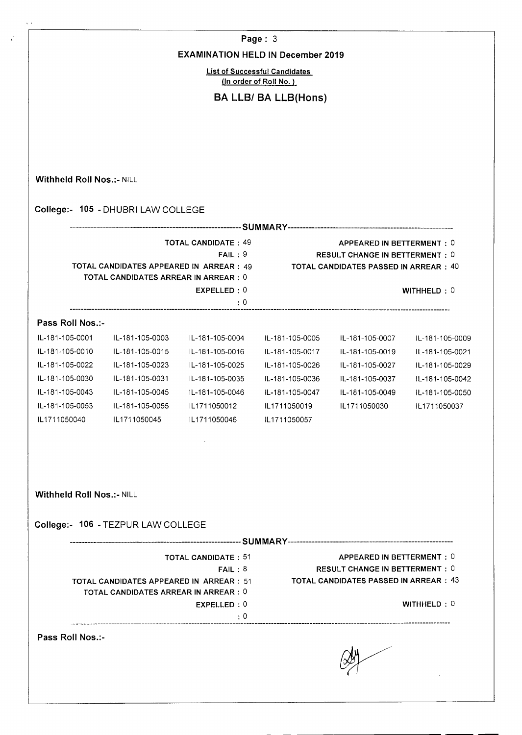## EXAMINATION HELD IN December 2019

**List of Successful Candidates**
**(In order of Roll No. )**

## BA LLB/ BA LLB(Hons)

**Withheld Roll Nos.:-** NILL

### College:- 105 - DHUBRI LAW COLLEGE

----------SUMMARY----------

| | |
|---|---|
| TOTAL CANDIDATE : 49 | APPEARED IN BETTERMENT : 0 |
| FAIL : 9 | RESULT CHANGE IN BETTERMENT : 0 |
| TOTAL CANDIDATES APPEARED IN ARREAR : 49 | TOTAL CANDIDATES PASSED IN ARREAR : 40 |
| TOTAL CANDIDATES ARREAR IN ARREAR : 0 | |
| EXPELLED : 0 | WITHHELD : 0 |
| : 0 | |

**Pass Roll Nos.:-**

| | | | | | |
|---|---|---|---|---|---|
| IL-181-105-0001 | IL-181-105-0003 | IL-181-105-0004 | IL-181-105-0005 | IL-181-105-0007 | IL-181-105-0009 |
| IL-181-105-0010 | IL-181-105-0015 | IL-181-105-0016 | IL-181-105-0017 | IL-181-105-0019 | IL-181-105-0021 |
| IL-181-105-0022 | IL-181-105-0023 | IL-181-105-0025 | IL-181-105-0026 | IL-181-105-0027 | IL-181-105-0029 |
| IL-181-105-0030 | IL-181-105-0031 | IL-181-105-0035 | IL-181-105-0036 | IL-181-105-0037 | IL-181-105-0042 |
| IL-181-105-0043 | IL-181-105-0045 | IL-181-105-0046 | IL-181-105-0047 | IL-181-105-0049 | IL-181-105-0050 |
| IL-181-105-0053 | IL-181-105-0055 | IL1711050012 | IL1711050019 | IL1711050030 | IL1711050037 |
| IL1711050040 | IL1711050045 | IL1711050046 | IL1711050057 | | |

**Withheld Roll Nos.:-** NILL

### College:- 106 - TEZPUR LAW COLLEGE

----------SUMMARY----------

| | |
|---|---|
| TOTAL CANDIDATE : 51 | APPEARED IN BETTERMENT : 0 |
| FAIL : 8 | RESULT CHANGE IN BETTERMENT : 0 |
| TOTAL CANDIDATES APPEARED IN ARREAR : 51 | TOTAL CANDIDATES PASSED IN ARREAR : 43 |
| TOTAL CANDIDATES ARREAR IN ARREAR : 0 | |
| EXPELLED : 0 | WITHHELD : 0 |
| : 0 | |

**Pass Roll Nos.:-**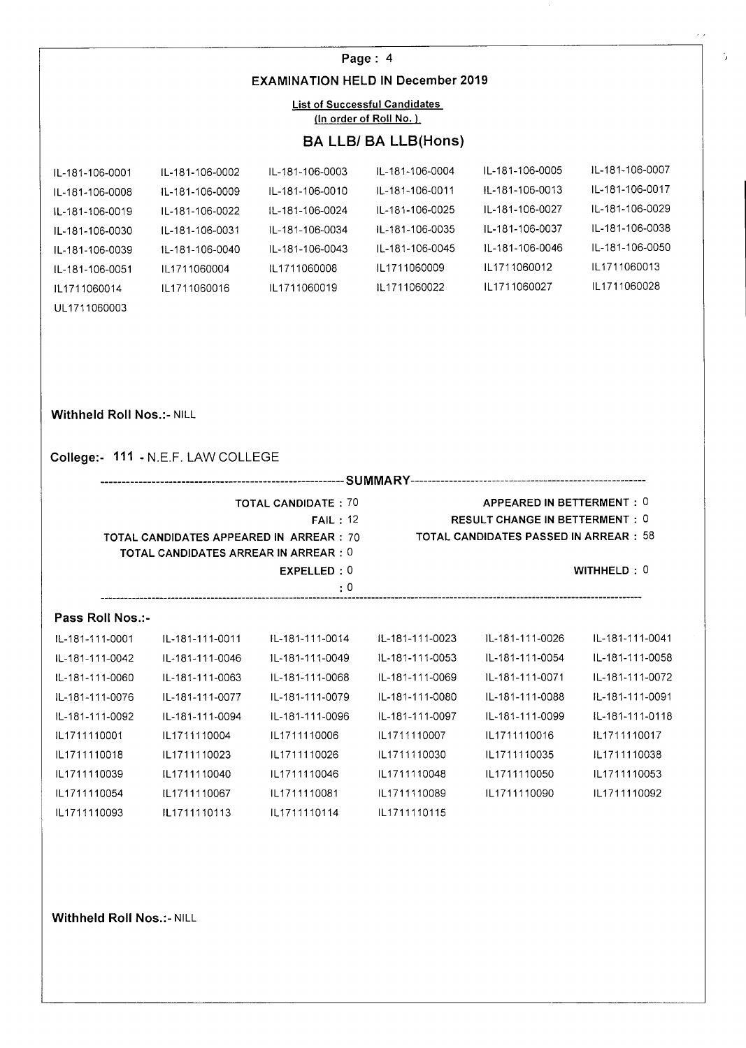## EXAMINATION HELD IN December 2019

**List of Successful Candidates**
**(In order of Roll No.)**

### BA LLB/ BA LLB(Hons)

| | | | | | |
|---|---|---|---|---|---|
| IL-181-106-0001 | IL-181-106-0002 | IL-181-106-0003 | IL-181-106-0004 | IL-181-106-0005 | IL-181-106-0007 |
| IL-181-106-0008 | IL-181-106-0009 | IL-181-106-0010 | IL-181-106-0011 | IL-181-106-0013 | IL-181-106-0017 |
| IL-181-106-0019 | IL-181-106-0022 | IL-181-106-0024 | IL-181-106-0025 | IL-181-106-0027 | IL-181-106-0029 |
| IL-181-106-0030 | IL-181-106-0031 | IL-181-106-0034 | IL-181-106-0035 | IL-181-106-0037 | IL-181-106-0038 |
| IL-181-106-0039 | IL-181-106-0040 | IL-181-106-0043 | IL-181-106-0045 | IL-181-106-0046 | IL-181-106-0050 |
| IL-181-106-0051 | IL1711060004 | IL1711060008 | IL1711060009 | IL1711060012 | IL1711060013 |
| IL1711060014 | IL1711060016 | IL1711060019 | IL1711060022 | IL1711060027 | IL1711060028 |
| UL1711060003 | | | | | |

**Withheld Roll Nos.:-** NILL

**College:- 111 -** N.E.F. LAW COLLEGE

---------------------------------------- SUMMARY ----------------------------------------

| | |
|---|---|
| TOTAL CANDIDATE : 70 | APPEARED IN BETTERMENT : 0 |
| FAIL : 12 | RESULT CHANGE IN BETTERMENT : 0 |
| TOTAL CANDIDATES APPEARED IN ARREAR : 70 | TOTAL CANDIDATES PASSED IN ARREAR : 58 |
| TOTAL CANDIDATES ARREAR IN ARREAR : 0 | |
| EXPELLED : 0 | WITHHELD : 0 |
| : 0 | |

**Pass Roll Nos.:-**

| | | | | | |
|---|---|---|---|---|---|
| IL-181-111-0001 | IL-181-111-0011 | IL-181-111-0014 | IL-181-111-0023 | IL-181-111-0026 | IL-181-111-0041 |
| IL-181-111-0042 | IL-181-111-0046 | IL-181-111-0049 | IL-181-111-0053 | IL-181-111-0054 | IL-181-111-0058 |
| IL-181-111-0060 | IL-181-111-0063 | IL-181-111-0068 | IL-181-111-0069 | IL-181-111-0071 | IL-181-111-0072 |
| IL-181-111-0076 | IL-181-111-0077 | IL-181-111-0079 | IL-181-111-0080 | IL-181-111-0088 | IL-181-111-0091 |
| IL-181-111-0092 | IL-181-111-0094 | IL-181-111-0096 | IL-181-111-0097 | IL-181-111-0099 | IL-181-111-0118 |
| IL1711110001 | IL1711110004 | IL1711110006 | IL1711110007 | IL1711110016 | IL1711110017 |
| IL1711110018 | IL1711110023 | IL1711110026 | IL1711110030 | IL1711110035 | IL1711110038 |
| IL1711110039 | IL1711110040 | IL1711110046 | IL1711110048 | IL1711110050 | IL1711110053 |
| IL1711110054 | IL1711110067 | IL1711110081 | IL1711110089 | IL1711110090 | IL1711110092 |
| IL1711110093 | IL1711110113 | IL1711110114 | IL1711110115 | | |

**Withheld Roll Nos.:-** NILL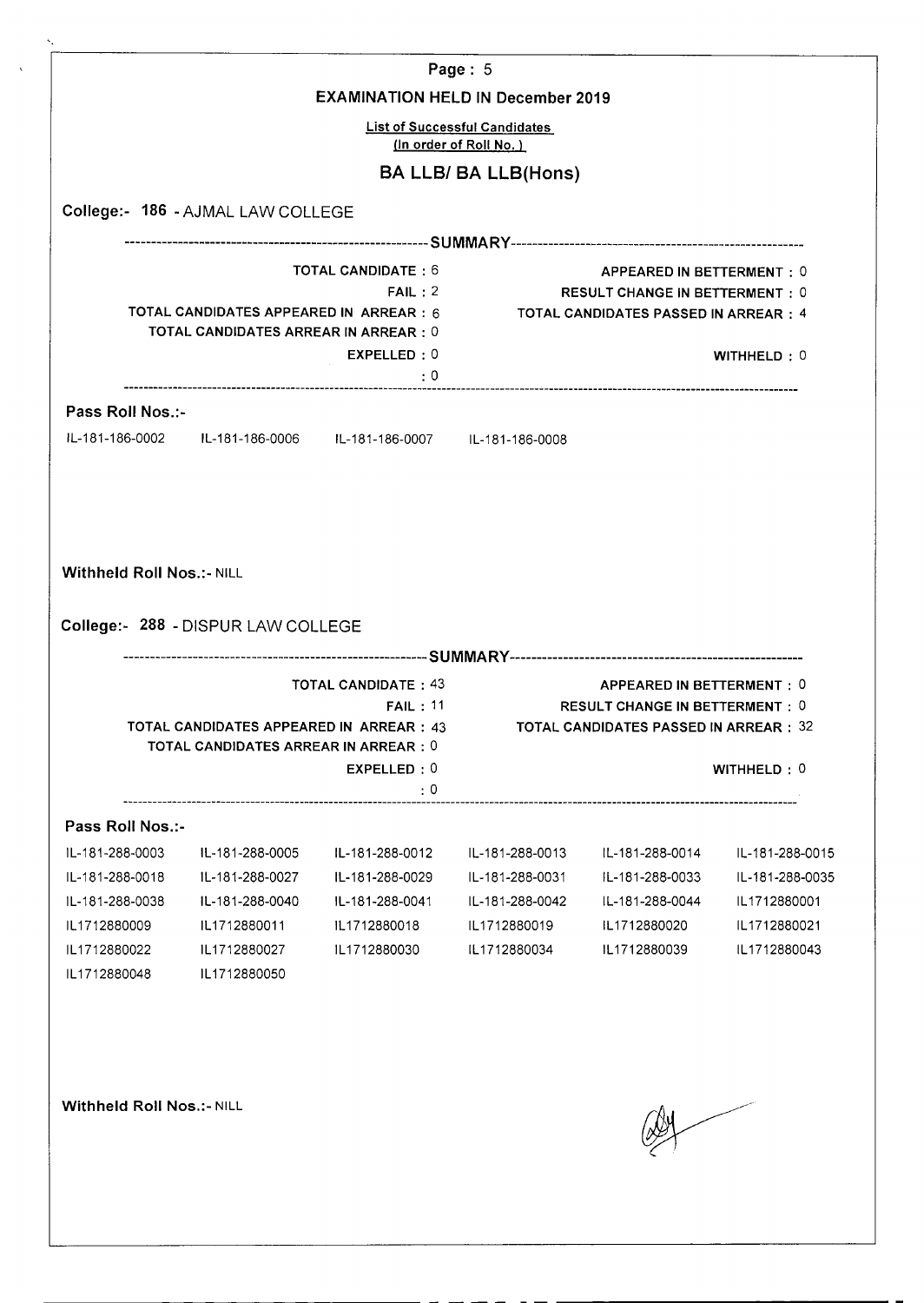## EXAMINATION HELD IN December 2019

List of Successful Candidates
(In order of Roll No. )

## BA LLB/ BA LLB(Hons)

### College:- 186 - AJMAL LAW COLLEGE

---SUMMARY---

| | |
|---|---|
| TOTAL CANDIDATE : 6 | APPEARED IN BETTERMENT : 0 |
| FAIL : 2 | RESULT CHANGE IN BETTERMENT : 0 |
| TOTAL CANDIDATES APPEARED IN ARREAR : 6 | TOTAL CANDIDATES PASSED IN ARREAR : 4 |
| TOTAL CANDIDATES ARREAR IN ARREAR : 0 | |
| EXPELLED : 0 | WITHHELD : 0 |
| : 0 | |

**Pass Roll Nos.:-**

IL-181-186-0002 IL-181-186-0006 IL-181-186-0007 IL-181-186-0008

**Withheld Roll Nos.:-** NILL

### College:- 288 - DISPUR LAW COLLEGE

---SUMMARY---

| | |
|---|---|
| TOTAL CANDIDATE : 43 | APPEARED IN BETTERMENT : 0 |
| FAIL : 11 | RESULT CHANGE IN BETTERMENT : 0 |
| TOTAL CANDIDATES APPEARED IN ARREAR : 43 | TOTAL CANDIDATES PASSED IN ARREAR : 32 |
| TOTAL CANDIDATES ARREAR IN ARREAR : 0 | |
| EXPELLED : 0 | WITHHELD : 0 |
| : 0 | |

**Pass Roll Nos.:-**

IL-181-288-0003 IL-181-288-0005 IL-181-288-0012 IL-181-288-0013 IL-181-288-0014 IL-181-288-0015
IL-181-288-0018 IL-181-288-0027 IL-181-288-0029 IL-181-288-0031 IL-181-288-0033 IL-181-288-0035
IL-181-288-0038 IL-181-288-0040 IL-181-288-0041 IL-181-288-0042 IL-181-288-0044 IL1712880001
IL1712880009 IL1712880011 IL1712880018 IL1712880019 IL1712880020 IL1712880021
IL1712880022 IL1712880027 IL1712880030 IL1712880034 IL1712880039 IL1712880043
IL1712880048 IL1712880050

**Withheld Roll Nos.:-** NILL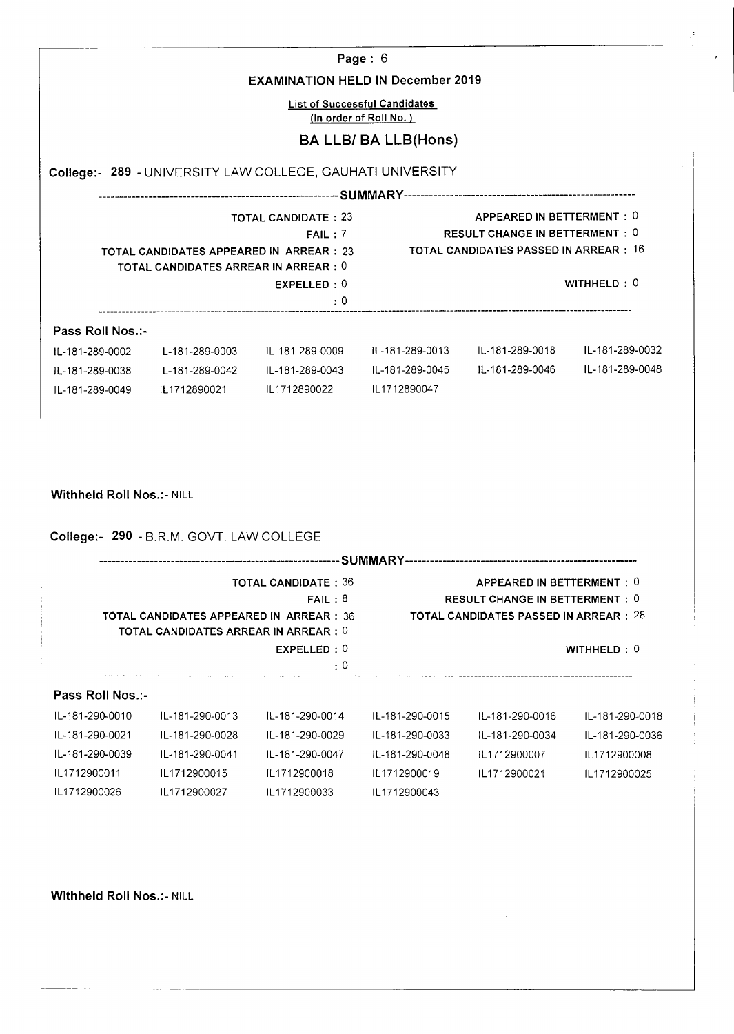## EXAMINATION HELD IN December 2019

List of Successful Candidates
(In order of Roll No.)

## BA LLB/ BA LLB(Hons)

### College:- 289 - UNIVERSITY LAW COLLEGE, GAUHATI UNIVERSITY

--------------------SUMMARY--------------------

| | |
|---|---|
| TOTAL CANDIDATE : 23 | APPEARED IN BETTERMENT : 0 |
| FAIL : 7 | RESULT CHANGE IN BETTERMENT : 0 |
| TOTAL CANDIDATES APPEARED IN ARREAR : 23 | TOTAL CANDIDATES PASSED IN ARREAR : 16 |
| TOTAL CANDIDATES ARREAR IN ARREAR : 0 | |
| EXPELLED : 0 | WITHHELD : 0 |
| : 0 | |

**Pass Roll Nos.:-**

| | | | | | |
|---|---|---|---|---|---|
| IL-181-289-0002 | IL-181-289-0003 | IL-181-289-0009 | IL-181-289-0013 | IL-181-289-0018 | IL-181-289-0032 |
| IL-181-289-0038 | IL-181-289-0042 | IL-181-289-0043 | IL-181-289-0045 | IL-181-289-0046 | IL-181-289-0048 |
| IL-181-289-0049 | IL1712890021 | IL1712890022 | IL1712890047 | | |

**Withheld Roll Nos.:-** NILL

### College:- 290 - B.R.M. GOVT. LAW COLLEGE

--------------------SUMMARY--------------------

| | |
|---|---|
| TOTAL CANDIDATE : 36 | APPEARED IN BETTERMENT : 0 |
| FAIL : 8 | RESULT CHANGE IN BETTERMENT : 0 |
| TOTAL CANDIDATES APPEARED IN ARREAR : 36 | TOTAL CANDIDATES PASSED IN ARREAR : 28 |
| TOTAL CANDIDATES ARREAR IN ARREAR : 0 | |
| EXPELLED : 0 | WITHHELD : 0 |
| : 0 | |

**Pass Roll Nos.:-**

| | | | | | |
|---|---|---|---|---|---|
| IL-181-290-0010 | IL-181-290-0013 | IL-181-290-0014 | IL-181-290-0015 | IL-181-290-0016 | IL-181-290-0018 |
| IL-181-290-0021 | IL-181-290-0028 | IL-181-290-0029 | IL-181-290-0033 | IL-181-290-0034 | IL-181-290-0036 |
| IL-181-290-0039 | IL-181-290-0041 | IL-181-290-0047 | IL-181-290-0048 | IL1712900007 | IL1712900008 |
| IL1712900011 | IL1712900015 | IL1712900018 | IL1712900019 | IL1712900021 | IL1712900025 |
| IL1712900026 | IL1712900027 | IL1712900033 | IL1712900043 | | |

**Withheld Roll Nos.:-** NILL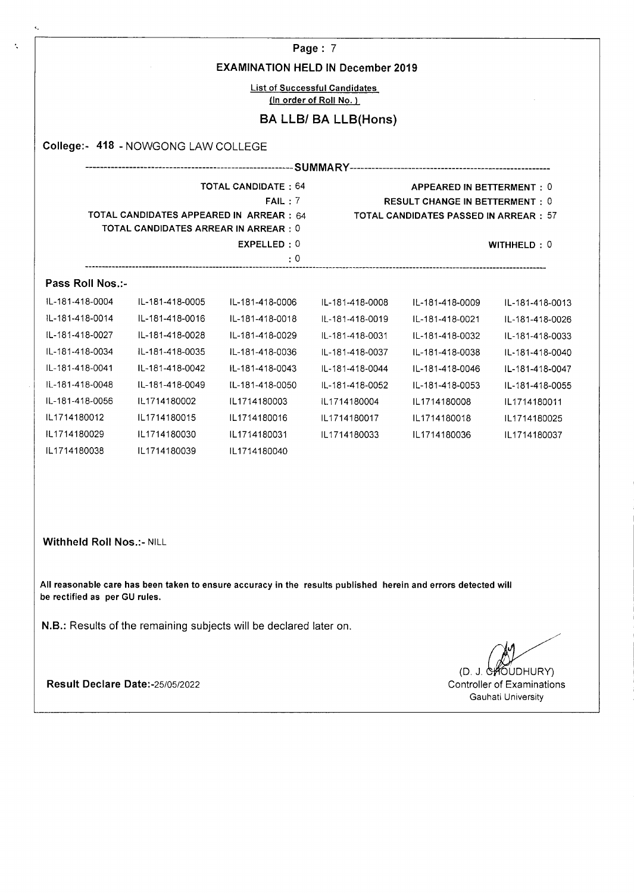## EXAMINATION HELD IN December 2019

**List of Successful Candidates**
**(In order of Roll No.)**

## BA LLB/ BA LLB(Hons)

**College:- 418 - NOWGONG LAW COLLEGE**

----------SUMMARY----------

| | |
|---|---|
| TOTAL CANDIDATE : 64 | APPEARED IN BETTERMENT : 0 |
| FAIL : 7 | RESULT CHANGE IN BETTERMENT : 0 |
| TOTAL CANDIDATES APPEARED IN ARREAR : 64 | TOTAL CANDIDATES PASSED IN ARREAR : 57 |
| TOTAL CANDIDATES ARREAR IN ARREAR : 0 | |
| EXPELLED : 0 | WITHHELD : 0 |
| : 0 | |

**Pass Roll Nos.:-**

| | | | | | |
|---|---|---|---|---|---|
| IL-181-418-0004 | IL-181-418-0005 | IL-181-418-0006 | IL-181-418-0008 | IL-181-418-0009 | IL-181-418-0013 |
| IL-181-418-0014 | IL-181-418-0016 | IL-181-418-0018 | IL-181-418-0019 | IL-181-418-0021 | IL-181-418-0026 |
| IL-181-418-0027 | IL-181-418-0028 | IL-181-418-0029 | IL-181-418-0031 | IL-181-418-0032 | IL-181-418-0033 |
| IL-181-418-0034 | IL-181-418-0035 | IL-181-418-0036 | IL-181-418-0037 | IL-181-418-0038 | IL-181-418-0040 |
| IL-181-418-0041 | IL-181-418-0042 | IL-181-418-0043 | IL-181-418-0044 | IL-181-418-0046 | IL-181-418-0047 |
| IL-181-418-0048 | IL-181-418-0049 | IL-181-418-0050 | IL-181-418-0052 | IL-181-418-0053 | IL-181-418-0055 |
| IL-181-418-0056 | IL1714180002 | IL1714180003 | IL1714180004 | IL1714180008 | IL1714180011 |
| IL1714180012 | IL1714180015 | IL1714180016 | IL1714180017 | IL1714180018 | IL1714180025 |
| IL1714180029 | IL1714180030 | IL1714180031 | IL1714180033 | IL1714180036 | IL1714180037 |
| IL1714180038 | IL1714180039 | IL1714180040 | | | |

**Withheld Roll Nos.:-** NILL

**All reasonable care has been taken to ensure accuracy in the results published herein and errors detected will be rectified as per GU rules.**

**N.B.:** Results of the remaining subjects will be declared later on.

**Result Declare Date:-**25/05/2022

(D. J. CHOUDHURY)
Controller of Examinations
Gauhati University